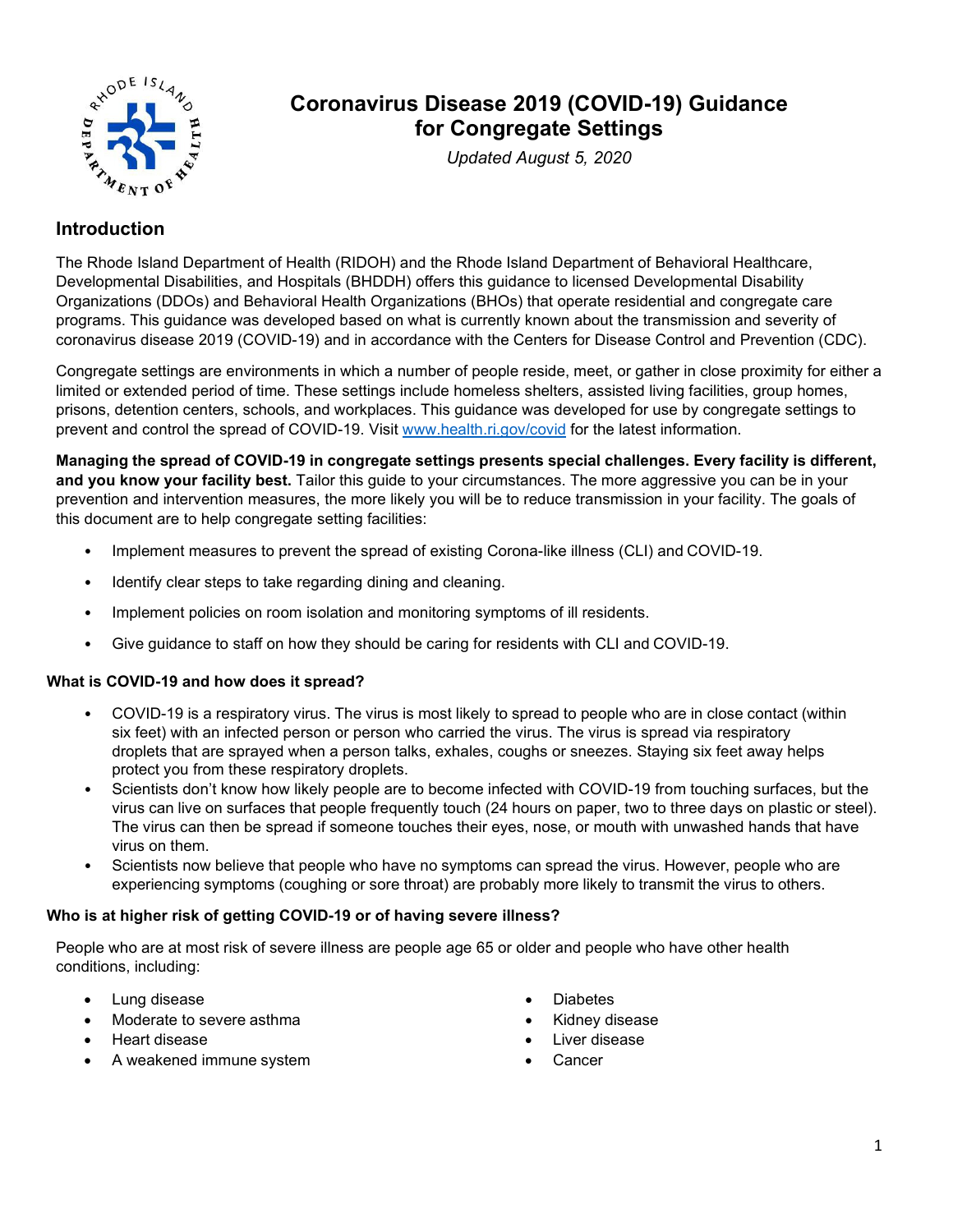# Coronavirus Disease 2019 (COVID-19) Guidance for Congregate Settings

*Updated August 5, 2020*

## Introduction

The Rhode Island Department of Health (RIDOH) and the Rhode Island Department of Behavioral Healthcare, Developmental Disabilities, and Hospitals (BHDDH) offers this guidance to licensed Developmental Disability Organizations (DDOs) and Behavioral Health Organizations (BHOs) that operate residential and congregate care programs. This guidance was developed based on what is currently known about the transmission and severity of coronavirus disease 2019 (COVID-19) and in accordance with the Centers for Disease Control and Prevention (CDC).

Congregate settings are environments in which a number of people reside, meet, or gather in close proximity for either a limited or extended period of time. These settings include homeless shelters, assisted living facilities, group homes, prisons, detention centers, schools, and workplaces. This guidance was developed for use by congregate settings to prevent and control the spread of COVID-19. Visit [www.health.ri.gov/covid](www.health.ri.gov/covid) for the latest information.

**Managing the spread of COVID-19 in congregate settings presents special challenges. Every facility is different, and you know your facility best.** Tailor this guide to your circumstances. The more aggressive you can be in your prevention and intervention measures, the more likely you will be to reduce transmission in your facility. The goals of this document are to help congregate setting facilities:

- Implement measures to prevent the spread of existing Corona-like illness (CLI) and COVID-19.
- Identify clear steps to take regarding dining and cleaning.
- Implement policies on room isolation and monitoring symptoms of ill residents.
- Give guidance to staff on how they should be caring for residents with CLI and COVID-19.

### What is COVID-19 and how does it spread?

- COVID-19 is a respiratory virus. The virus is most likely to spread to people who are in close contact (within six feet) with an infected person or person who carried the virus. The virus is spread via respiratory droplets that are sprayed when a person talks, exhales, coughs or sneezes. Staying six feet away helps protect you from these respiratory droplets.
- Scientists don't know how likely people are to become infected with COVID-19 from touching surfaces, but the virus can live on surfaces that people frequently touch (24 hours on paper, two to three days on plastic or steel). The virus can then be spread if someone touches their eyes, nose, or mouth with unwashed hands that have virus on them.
- Scientists now believe that people who have no symptoms can spread the virus. However, people who are experiencing symptoms (coughing or sore throat) are probably more likely to transmit the virus to others.

### Who is at higher risk of getting COVID-19 or of having severe illness?

People who are at most risk of severe illness are people age 65 or older and people who have other health conditions, including:

- Lung disease
- Moderate to severe asthma
- Heart disease
- A weakened immune system
- Diabetes
- Kidney disease
- Liver disease
- Cancer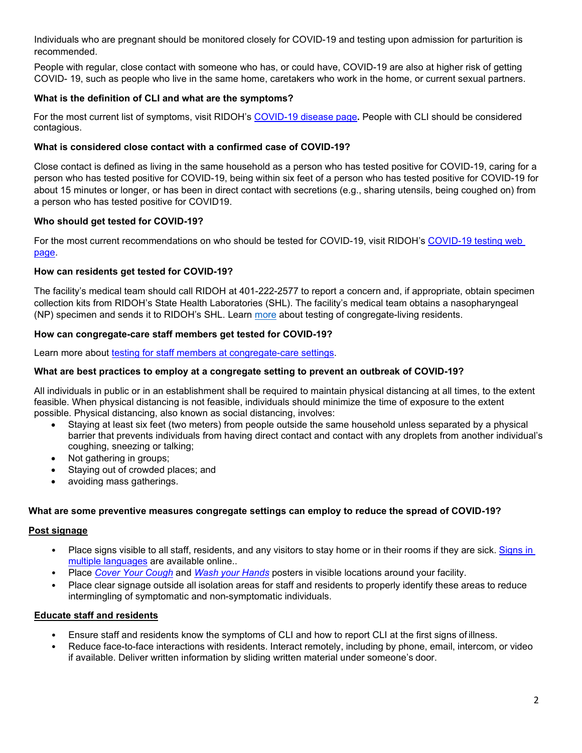Individuals who are pregnant should be monitored closely for COVID-19 and testing upon admission for parturition is recommended.

People with regular, close contact with someone who has, or could have, COVID-19 are also at higher risk of getting COVID- 19, such as people who live in the same home, caretakers who work in the home, or current sexual partners.

**What is the definition of CLI and what are the symptoms?**

For the most current list of symptoms, visit RIDOH's COVID-19 disease page**.** People with CLI should be considered contagious.

**What is considered close contact with a confirmed case of COVID-19?**

Close contact is defined as living in the same household as a person who has tested positive for COVID-19, caring for a person who has tested positive for COVID-19, being within six feet of a person who has tested positive for COVID-19 for about 15 minutes or longer, or has been in direct contact with secretions (e.g., sharing utensils, being coughed on) from a person who has tested positive for COVID19.

**Who should get tested for COVID-19?**

For the most current recommendations on who should be tested for COVID-19, visit RIDOH's COVID-19 testing web page.

**How can residents get tested for COVID-19?**

The facility's medical team should call RIDOH at 401-222-2577 to report a concern and, if appropriate, obtain specimen collection kits from RIDOH's State Health Laboratories (SHL). The facility's medical team obtains a nasopharyngeal (NP) specimen and sends it to RIDOH's SHL. Learn more about testing of congregate-living residents.

**How can congregate-care staff members get tested for COVID-19?**

Learn more about testing for staff members at congregate-care settings.

**What are best practices to employ at a congregate setting to prevent an outbreak of COVID-19?**

All individuals in public or in an establishment shall be required to maintain physical distancing at all times, to the extent feasible. When physical distancing is not feasible, individuals should minimize the time of exposure to the extent possible. Physical distancing, also known as social distancing, involves:

- Staying at least six feet (two meters) from people outside the same household unless separated by a physical barrier that prevents individuals from having direct contact and contact with any droplets from another individual's coughing, sneezing or talking;
- Not gathering in groups;
- Staying out of crowded places; and
- avoiding mass gatherings.

**What are some preventive measures congregate settings can employ to reduce the spread of COVID-19?**

**Post signage**

- Place signs visible to all staff, residents, and any visitors to stay home or in their rooms if they are sick. Signs in multiple languages are available online..
- Place *Cover Your Cough* and *Wash your Hands* posters in visible locations around your facility.
- Place clear signage outside all isolation areas for staff and residents to properly identify these areas to reduce intermingling of symptomatic and non-symptomatic individuals.

**Educate staff and residents**

- Ensure staff and residents know the symptoms of CLI and how to report CLI at the first signs of illness.
- Reduce face-to-face interactions with residents. Interact remotely, including by phone, email, intercom, or video if available. Deliver written information by sliding written material under someone's door.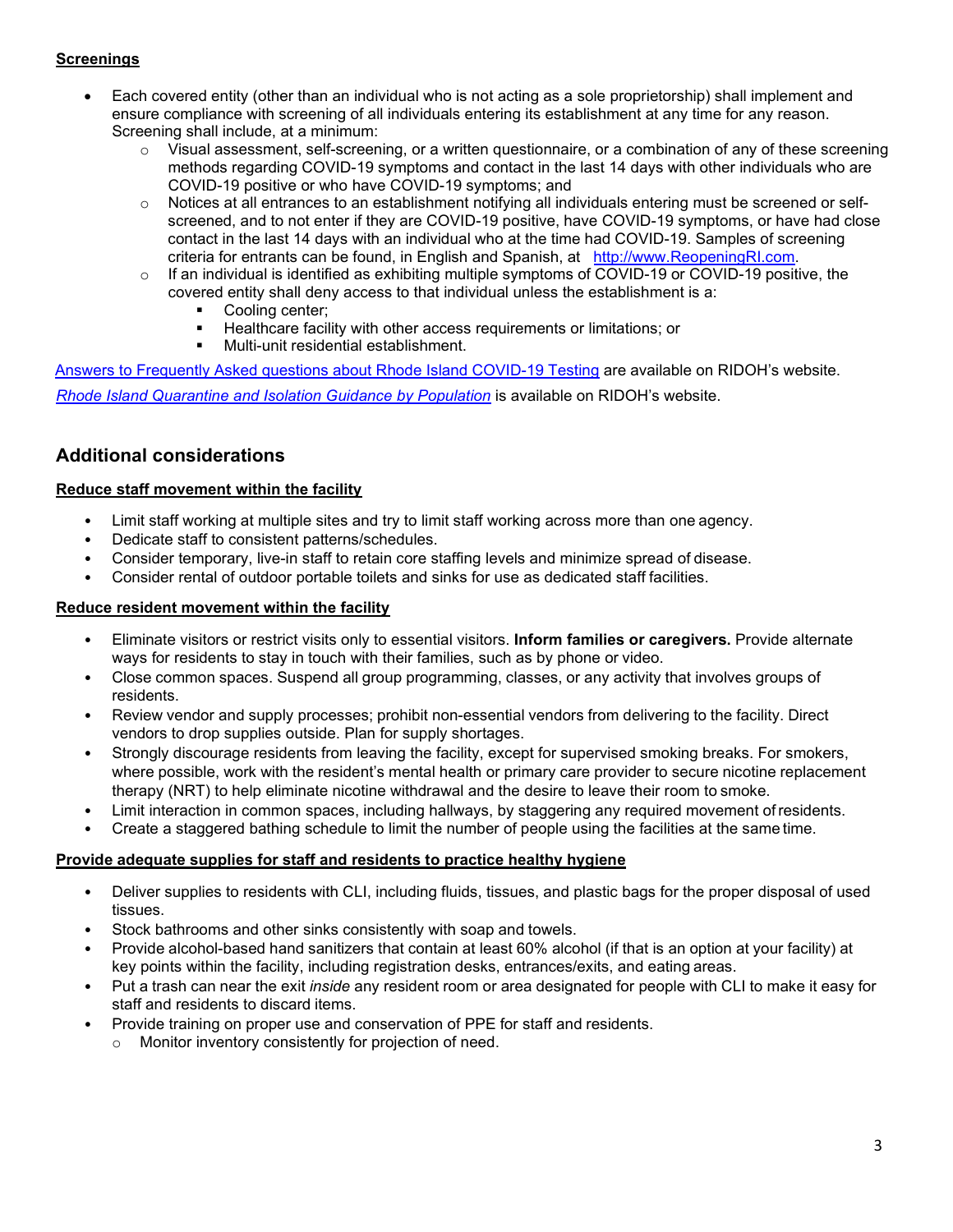**Screenings**

- Each covered entity (other than an individual who is not acting as a sole proprietorship) shall implement and ensure compliance with screening of all individuals entering its establishment at any time for any reason. Screening shall include, at a minimum:
  - Visual assessment, self-screening, or a written questionnaire, or a combination of any of these screening methods regarding COVID-19 symptoms and contact in the last 14 days with other individuals who are COVID-19 positive or who have COVID-19 symptoms; and
  - Notices at all entrances to an establishment notifying all individuals entering must be screened or self-screened, and to not enter if they are COVID-19 positive, have COVID-19 symptoms, or have had close contact in the last 14 days with an individual who at the time had COVID-19. Samples of screening criteria for entrants can be found, in English and Spanish, at [http://www.ReopeningRI.com](http://www.ReopeningRI.com).
  - If an individual is identified as exhibiting multiple symptoms of COVID-19 or COVID-19 positive, the covered entity shall deny access to that individual unless the establishment is a:
    - Cooling center;
    - Healthcare facility with other access requirements or limitations; or
    - Multi-unit residential establishment.

Answers to Frequently Asked questions about Rhode Island COVID-19 Testing are available on RIDOH's website.

*Rhode Island Quarantine and Isolation Guidance by Population* is available on RIDOH's website.

## Additional considerations

**Reduce staff movement within the facility**

- Limit staff working at multiple sites and try to limit staff working across more than one agency.
- Dedicate staff to consistent patterns/schedules.
- Consider temporary, live-in staff to retain core staffing levels and minimize spread of disease.
- Consider rental of outdoor portable toilets and sinks for use as dedicated staff facilities.

**Reduce resident movement within the facility**

- Eliminate visitors or restrict visits only to essential visitors. **Inform families or caregivers.** Provide alternate ways for residents to stay in touch with their families, such as by phone or video.
- Close common spaces. Suspend all group programming, classes, or any activity that involves groups of residents.
- Review vendor and supply processes; prohibit non-essential vendors from delivering to the facility. Direct vendors to drop supplies outside. Plan for supply shortages.
- Strongly discourage residents from leaving the facility, except for supervised smoking breaks. For smokers, where possible, work with the resident's mental health or primary care provider to secure nicotine replacement therapy (NRT) to help eliminate nicotine withdrawal and the desire to leave their room to smoke.
- Limit interaction in common spaces, including hallways, by staggering any required movement of residents.
- Create a staggered bathing schedule to limit the number of people using the facilities at the same time.

**Provide adequate supplies for staff and residents to practice healthy hygiene**

- Deliver supplies to residents with CLI, including fluids, tissues, and plastic bags for the proper disposal of used tissues.
- Stock bathrooms and other sinks consistently with soap and towels.
- Provide alcohol-based hand sanitizers that contain at least 60% alcohol (if that is an option at your facility) at key points within the facility, including registration desks, entrances/exits, and eating areas.
- Put a trash can near the exit *inside* any resident room or area designated for people with CLI to make it easy for staff and residents to discard items.
- Provide training on proper use and conservation of PPE for staff and residents.
  - Monitor inventory consistently for projection of need.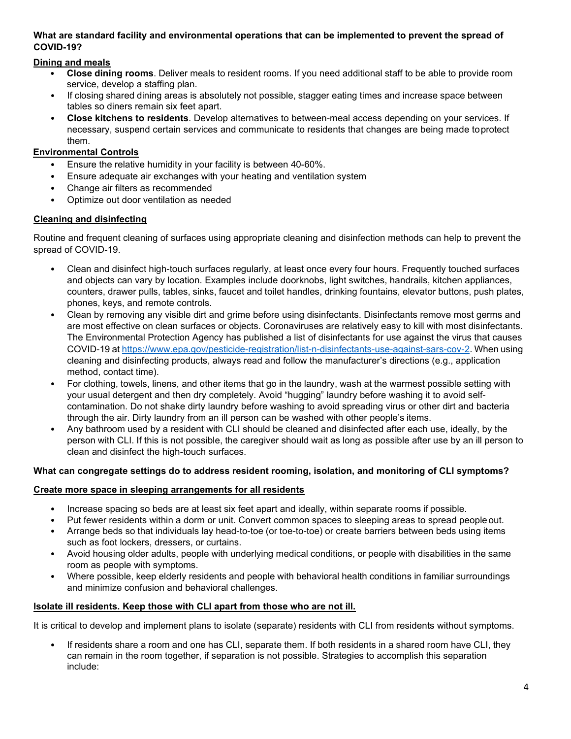**What are standard facility and environmental operations that can be implemented to prevent the spread of COVID-19?**

**Dining and meals**

- **Close dining rooms**. Deliver meals to resident rooms. If you need additional staff to be able to provide room service, develop a staffing plan.
- If closing shared dining areas is absolutely not possible, stagger eating times and increase space between tables so diners remain six feet apart.
- **Close kitchens to residents**. Develop alternatives to between-meal access depending on your services. If necessary, suspend certain services and communicate to residents that changes are being made to protect them.

**Environmental Controls**

- Ensure the relative humidity in your facility is between 40-60%.
- Ensure adequate air exchanges with your heating and ventilation system
- Change air filters as recommended
- Optimize out door ventilation as needed

**Cleaning and disinfecting**

Routine and frequent cleaning of surfaces using appropriate cleaning and disinfection methods can help to prevent the spread of COVID-19.

- Clean and disinfect high-touch surfaces regularly, at least once every four hours. Frequently touched surfaces and objects can vary by location. Examples include doorknobs, light switches, handrails, kitchen appliances, counters, drawer pulls, tables, sinks, faucet and toilet handles, drinking fountains, elevator buttons, push plates, phones, keys, and remote controls.
- Clean by removing any visible dirt and grime before using disinfectants. Disinfectants remove most germs and are most effective on clean surfaces or objects. Coronaviruses are relatively easy to kill with most disinfectants. The Environmental Protection Agency has published a list of disinfectants for use against the virus that causes COVID-19 at https://www.epa.gov/pesticide-registration/list-n-disinfectants-use-against-sars-cov-2. When using cleaning and disinfecting products, always read and follow the manufacturer's directions (e.g., application method, contact time).
- For clothing, towels, linens, and other items that go in the laundry, wash at the warmest possible setting with your usual detergent and then dry completely. Avoid "hugging" laundry before washing it to avoid self-contamination. Do not shake dirty laundry before washing to avoid spreading virus or other dirt and bacteria through the air. Dirty laundry from an ill person can be washed with other people's items.
- Any bathroom used by a resident with CLI should be cleaned and disinfected after each use, ideally, by the person with CLI. If this is not possible, the caregiver should wait as long as possible after use by an ill person to clean and disinfect the high-touch surfaces.

**What can congregate settings do to address resident rooming, isolation, and monitoring of CLI symptoms?**

**Create more space in sleeping arrangements for all residents**

- Increase spacing so beds are at least six feet apart and ideally, within separate rooms if possible.
- Put fewer residents within a dorm or unit. Convert common spaces to sleeping areas to spread people out.
- Arrange beds so that individuals lay head-to-toe (or toe-to-toe) or create barriers between beds using items such as foot lockers, dressers, or curtains.
- Avoid housing older adults, people with underlying medical conditions, or people with disabilities in the same room as people with symptoms.
- Where possible, keep elderly residents and people with behavioral health conditions in familiar surroundings and minimize confusion and behavioral challenges.

**Isolate ill residents. Keep those with CLI apart from those who are not ill.**

It is critical to develop and implement plans to isolate (separate) residents with CLI from residents without symptoms.

- If residents share a room and one has CLI, separate them. If both residents in a shared room have CLI, they can remain in the room together, if separation is not possible. Strategies to accomplish this separation include: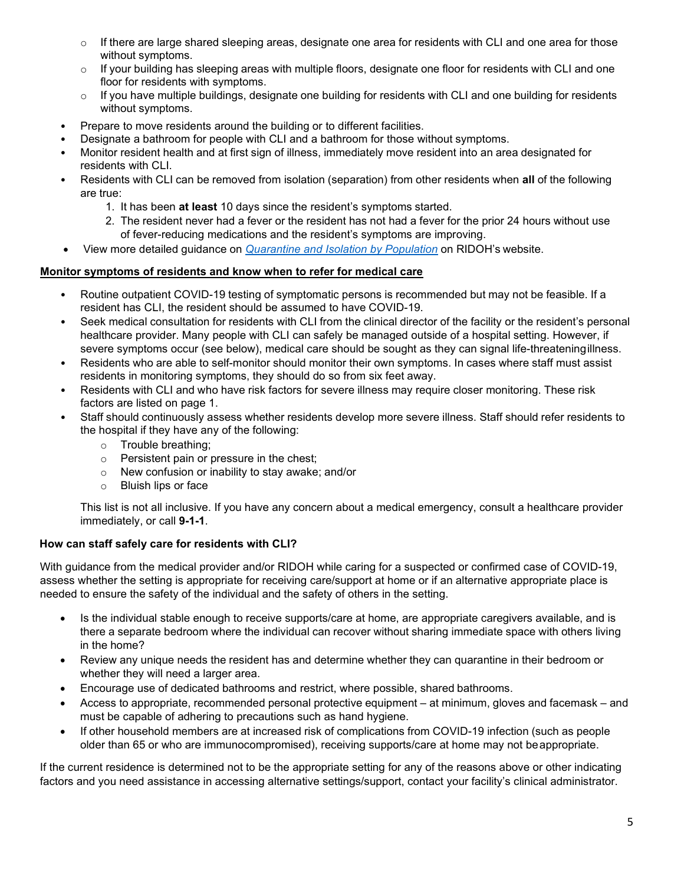- If there are large shared sleeping areas, designate one area for residents with CLI and one area for those without symptoms.
  - If your building has sleeping areas with multiple floors, designate one floor for residents with CLI and one floor for residents with symptoms.
  - If you have multiple buildings, designate one building for residents with CLI and one building for residents without symptoms.
- Prepare to move residents around the building or to different facilities.
- Designate a bathroom for people with CLI and a bathroom for those without symptoms.
- Monitor resident health and at first sign of illness, immediately move resident into an area designated for residents with CLI.
- Residents with CLI can be removed from isolation (separation) from other residents when **all** of the following are true:
  1. It has been **at least** 10 days since the resident's symptoms started.
  2. The resident never had a fever or the resident has not had a fever for the prior 24 hours without use of fever-reducing medications and the resident's symptoms are improving.
- View more detailed guidance on *Quarantine and Isolation by Population* on RIDOH's website.

**Monitor symptoms of residents and know when to refer for medical care**

- Routine outpatient COVID-19 testing of symptomatic persons is recommended but may not be feasible. If a resident has CLI, the resident should be assumed to have COVID-19.
- Seek medical consultation for residents with CLI from the clinical director of the facility or the resident's personal healthcare provider. Many people with CLI can safely be managed outside of a hospital setting. However, if severe symptoms occur (see below), medical care should be sought as they can signal life-threatening illness.
- Residents who are able to self-monitor should monitor their own symptoms. In cases where staff must assist residents in monitoring symptoms, they should do so from six feet away.
- Residents with CLI and who have risk factors for severe illness may require closer monitoring. These risk factors are listed on page 1.
- Staff should continuously assess whether residents develop more severe illness. Staff should refer residents to the hospital if they have any of the following:
  - Trouble breathing;
  - Persistent pain or pressure in the chest;
  - New confusion or inability to stay awake; and/or
  - Bluish lips or face

  This list is not all inclusive. If you have any concern about a medical emergency, consult a healthcare provider immediately, or call **9-1-1**.

**How can staff safely care for residents with CLI?**

With guidance from the medical provider and/or RIDOH while caring for a suspected or confirmed case of COVID-19, assess whether the setting is appropriate for receiving care/support at home or if an alternative appropriate place is needed to ensure the safety of the individual and the safety of others in the setting.

- Is the individual stable enough to receive supports/care at home, are appropriate caregivers available, and is there a separate bedroom where the individual can recover without sharing immediate space with others living in the home?
- Review any unique needs the resident has and determine whether they can quarantine in their bedroom or whether they will need a larger area.
- Encourage use of dedicated bathrooms and restrict, where possible, shared bathrooms.
- Access to appropriate, recommended personal protective equipment – at minimum, gloves and facemask – and must be capable of adhering to precautions such as hand hygiene.
- If other household members are at increased risk of complications from COVID-19 infection (such as people older than 65 or who are immunocompromised), receiving supports/care at home may not be appropriate.

If the current residence is determined not to be the appropriate setting for any of the reasons above or other indicating factors and you need assistance in accessing alternative settings/support, contact your facility's clinical administrator.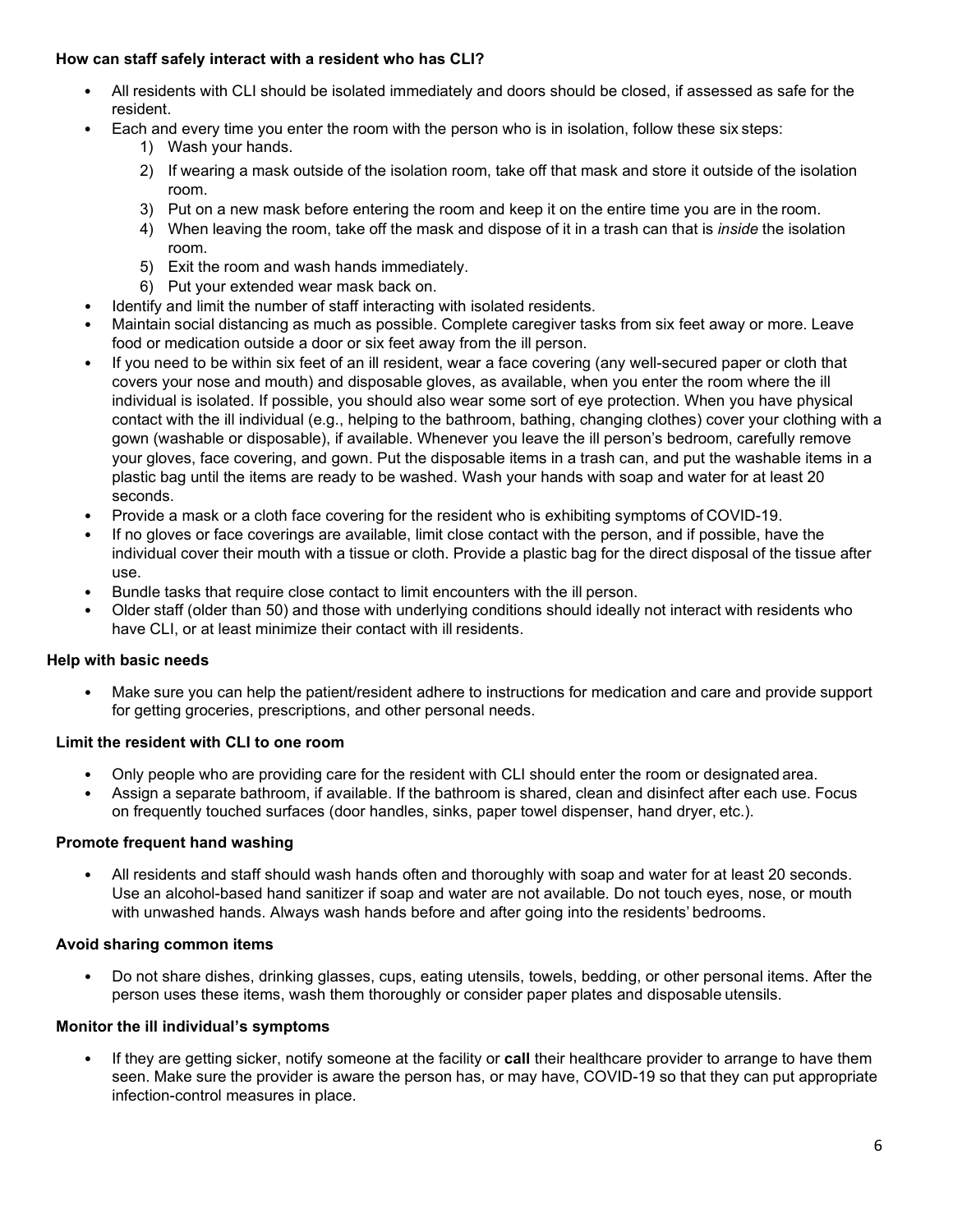**How can staff safely interact with a resident who has CLI?**

- All residents with CLI should be isolated immediately and doors should be closed, if assessed as safe for the resident.
- Each and every time you enter the room with the person who is in isolation, follow these six steps:
    1) Wash your hands.
    2) If wearing a mask outside of the isolation room, take off that mask and store it outside of the isolation room.
    3) Put on a new mask before entering the room and keep it on the entire time you are in the room.
    4) When leaving the room, take off the mask and dispose of it in a trash can that is *inside* the isolation room.
    5) Exit the room and wash hands immediately.
    6) Put your extended wear mask back on.
- Identify and limit the number of staff interacting with isolated residents.
- Maintain social distancing as much as possible. Complete caregiver tasks from six feet away or more. Leave food or medication outside a door or six feet away from the ill person.
- If you need to be within six feet of an ill resident, wear a face covering (any well-secured paper or cloth that covers your nose and mouth) and disposable gloves, as available, when you enter the room where the ill individual is isolated. If possible, you should also wear some sort of eye protection. When you have physical contact with the ill individual (e.g., helping to the bathroom, bathing, changing clothes) cover your clothing with a gown (washable or disposable), if available. Whenever you leave the ill person's bedroom, carefully remove your gloves, face covering, and gown. Put the disposable items in a trash can, and put the washable items in a plastic bag until the items are ready to be washed. Wash your hands with soap and water for at least 20 seconds.
- Provide a mask or a cloth face covering for the resident who is exhibiting symptoms of COVID-19.
- If no gloves or face coverings are available, limit close contact with the person, and if possible, have the individual cover their mouth with a tissue or cloth. Provide a plastic bag for the direct disposal of the tissue after use.
- Bundle tasks that require close contact to limit encounters with the ill person.
- Older staff (older than 50) and those with underlying conditions should ideally not interact with residents who have CLI, or at least minimize their contact with ill residents.

**Help with basic needs**

- Make sure you can help the patient/resident adhere to instructions for medication and care and provide support for getting groceries, prescriptions, and other personal needs.

**Limit the resident with CLI to one room**

- Only people who are providing care for the resident with CLI should enter the room or designated area.
- Assign a separate bathroom, if available. If the bathroom is shared, clean and disinfect after each use. Focus on frequently touched surfaces (door handles, sinks, paper towel dispenser, hand dryer, etc.).

**Promote frequent hand washing**

- All residents and staff should wash hands often and thoroughly with soap and water for at least 20 seconds. Use an alcohol-based hand sanitizer if soap and water are not available. Do not touch eyes, nose, or mouth with unwashed hands. Always wash hands before and after going into the residents' bedrooms.

**Avoid sharing common items**

- Do not share dishes, drinking glasses, cups, eating utensils, towels, bedding, or other personal items. After the person uses these items, wash them thoroughly or consider paper plates and disposable utensils.

**Monitor the ill individual's symptoms**

- If they are getting sicker, notify someone at the facility or **call** their healthcare provider to arrange to have them seen. Make sure the provider is aware the person has, or may have, COVID-19 so that they can put appropriate infection-control measures in place.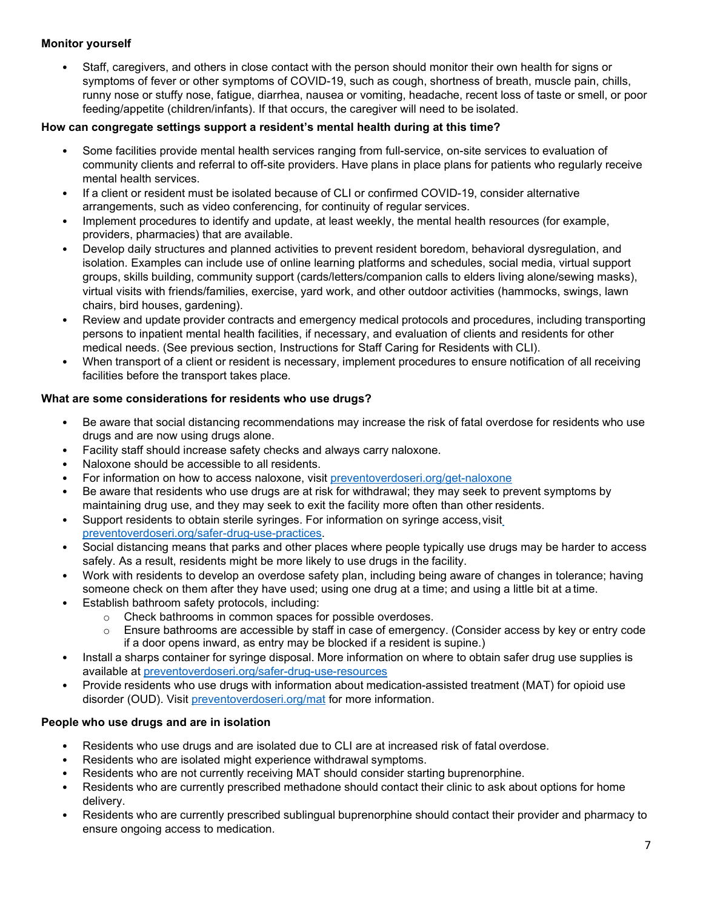**Monitor yourself**

- Staff, caregivers, and others in close contact with the person should monitor their own health for signs or symptoms of fever or other symptoms of COVID-19, such as cough, shortness of breath, muscle pain, chills, runny nose or stuffy nose, fatigue, diarrhea, nausea or vomiting, headache, recent loss of taste or smell, or poor feeding/appetite (children/infants). If that occurs, the caregiver will need to be isolated.

**How can congregate settings support a resident's mental health during at this time?**

- Some facilities provide mental health services ranging from full-service, on-site services to evaluation of community clients and referral to off-site providers. Have plans in place plans for patients who regularly receive mental health services.
- If a client or resident must be isolated because of CLI or confirmed COVID-19, consider alternative arrangements, such as video conferencing, for continuity of regular services.
- Implement procedures to identify and update, at least weekly, the mental health resources (for example, providers, pharmacies) that are available.
- Develop daily structures and planned activities to prevent resident boredom, behavioral dysregulation, and isolation. Examples can include use of online learning platforms and schedules, social media, virtual support groups, skills building, community support (cards/letters/companion calls to elders living alone/sewing masks), virtual visits with friends/families, exercise, yard work, and other outdoor activities (hammocks, swings, lawn chairs, bird houses, gardening).
- Review and update provider contracts and emergency medical protocols and procedures, including transporting persons to inpatient mental health facilities, if necessary, and evaluation of clients and residents for other medical needs. (See previous section, Instructions for Staff Caring for Residents with CLI).
- When transport of a client or resident is necessary, implement procedures to ensure notification of all receiving facilities before the transport takes place.

**What are some considerations for residents who use drugs?**

- Be aware that social distancing recommendations may increase the risk of fatal overdose for residents who use drugs and are now using drugs alone.
- Facility staff should increase safety checks and always carry naloxone.
- Naloxone should be accessible to all residents.
- For information on how to access naloxone, visit [preventoverdoseri.org/get-naloxone](preventoverdoseri.org/get-naloxone)
- Be aware that residents who use drugs are at risk for withdrawal; they may seek to prevent symptoms by maintaining drug use, and they may seek to exit the facility more often than other residents.
- Support residents to obtain sterile syringes. For information on syringe access, visit [preventoverdoseri.org/safer-drug-use-practices](preventoverdoseri.org/safer-drug-use-practices).
- Social distancing means that parks and other places where people typically use drugs may be harder to access safely. As a result, residents might be more likely to use drugs in the facility.
- Work with residents to develop an overdose safety plan, including being aware of changes in tolerance; having someone check on them after they have used; using one drug at a time; and using a little bit at a time.
- Establish bathroom safety protocols, including:
  - Check bathrooms in common spaces for possible overdoses.
  - Ensure bathrooms are accessible by staff in case of emergency. (Consider access by key or entry code if a door opens inward, as entry may be blocked if a resident is supine.)
- Install a sharps container for syringe disposal. More information on where to obtain safer drug use supplies is available at [preventoverdoseri.org/safer-drug-use-resources](preventoverdoseri.org/safer-drug-use-resources)
- Provide residents who use drugs with information about medication-assisted treatment (MAT) for opioid use disorder (OUD). Visit [preventoverdoseri.org/mat](preventoverdoseri.org/mat) for more information.

**People who use drugs and are in isolation**

- Residents who use drugs and are isolated due to CLI are at increased risk of fatal overdose.
- Residents who are isolated might experience withdrawal symptoms.
- Residents who are not currently receiving MAT should consider starting buprenorphine.
- Residents who are currently prescribed methadone should contact their clinic to ask about options for home delivery.
- Residents who are currently prescribed sublingual buprenorphine should contact their provider and pharmacy to ensure ongoing access to medication.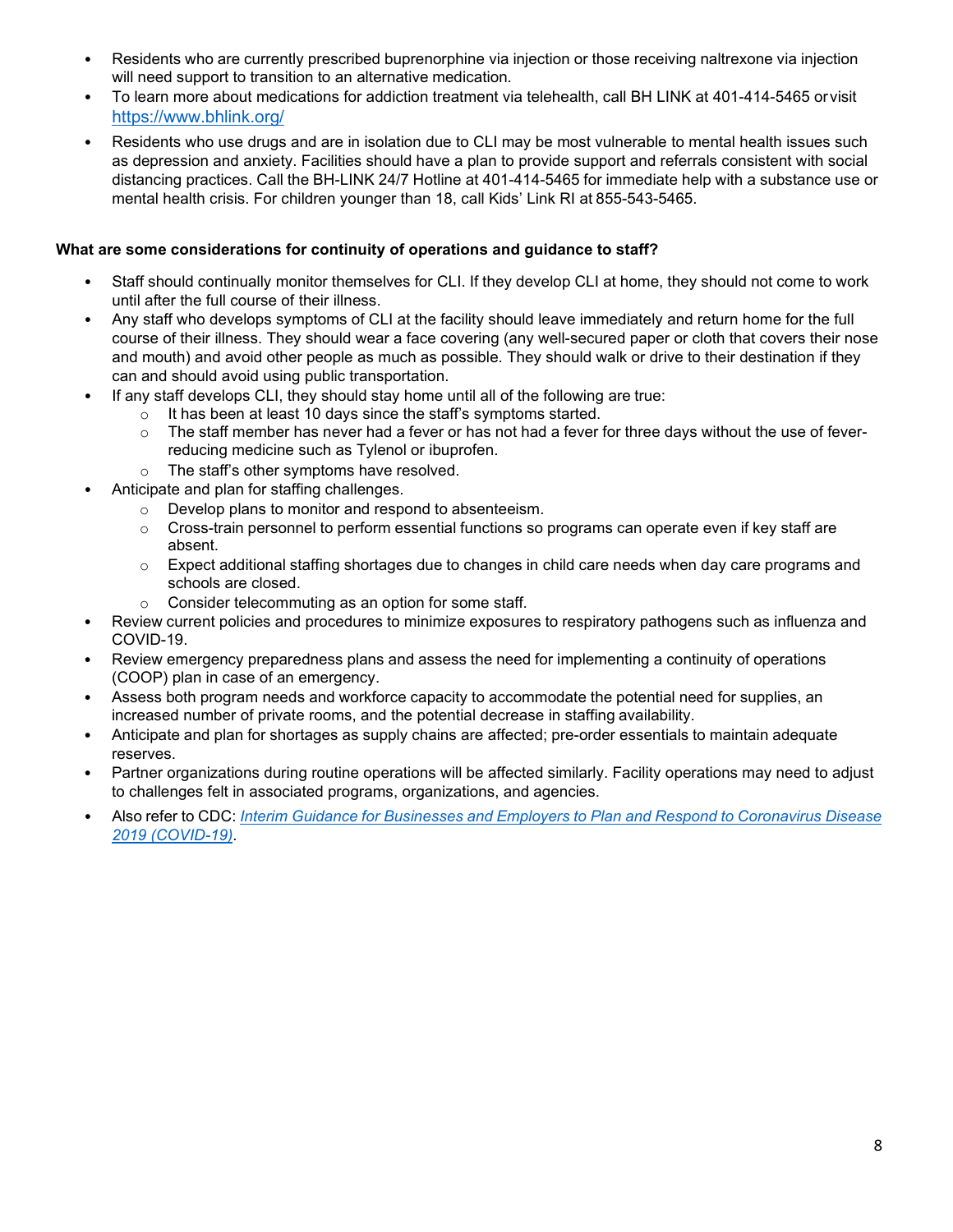- Residents who are currently prescribed buprenorphine via injection or those receiving naltrexone via injection will need support to transition to an alternative medication.
- To learn more about medications for addiction treatment via telehealth, call BH LINK at 401-414-5465 or visit [https://www.bhlink.org/](https://www.bhlink.org/)
- Residents who use drugs and are in isolation due to CLI may be most vulnerable to mental health issues such as depression and anxiety. Facilities should have a plan to provide support and referrals consistent with social distancing practices. Call the BH-LINK 24/7 Hotline at 401-414-5465 for immediate help with a substance use or mental health crisis. For children younger than 18, call Kids' Link RI at 855-543-5465.

**What are some considerations for continuity of operations and guidance to staff?**

- Staff should continually monitor themselves for CLI. If they develop CLI at home, they should not come to work until after the full course of their illness.
- Any staff who develops symptoms of CLI at the facility should leave immediately and return home for the full course of their illness. They should wear a face covering (any well-secured paper or cloth that covers their nose and mouth) and avoid other people as much as possible. They should walk or drive to their destination if they can and should avoid using public transportation.
- If any staff develops CLI, they should stay home until all of the following are true:
  - It has been at least 10 days since the staff's symptoms started.
  - The staff member has never had a fever or has not had a fever for three days without the use of fever-reducing medicine such as Tylenol or ibuprofen.
  - The staff's other symptoms have resolved.
- Anticipate and plan for staffing challenges.
  - Develop plans to monitor and respond to absenteeism.
  - Cross-train personnel to perform essential functions so programs can operate even if key staff are absent.
  - Expect additional staffing shortages due to changes in child care needs when day care programs and schools are closed.
  - Consider telecommuting as an option for some staff.
- Review current policies and procedures to minimize exposures to respiratory pathogens such as influenza and COVID-19.
- Review emergency preparedness plans and assess the need for implementing a continuity of operations (COOP) plan in case of an emergency.
- Assess both program needs and workforce capacity to accommodate the potential need for supplies, an increased number of private rooms, and the potential decrease in staffing availability.
- Anticipate and plan for shortages as supply chains are affected; pre-order essentials to maintain adequate reserves.
- Partner organizations during routine operations will be affected similarly. Facility operations may need to adjust to challenges felt in associated programs, organizations, and agencies.
- Also refer to CDC: *Interim Guidance for Businesses and Employers to Plan and Respond to Coronavirus Disease 2019 (COVID-19)*.